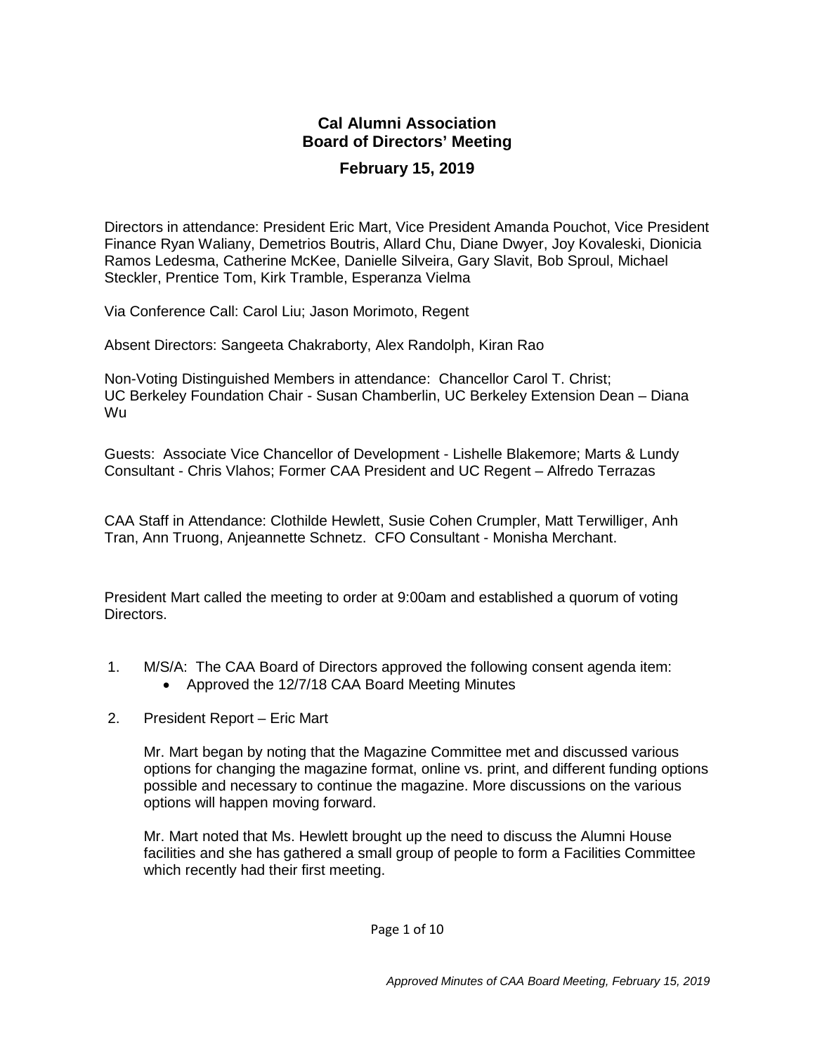# Cal Alumni Association
## Board of Directors' Meeting
### February 15, 2019

Directors in attendance: President Eric Mart, Vice President Amanda Pouchot, Vice President Finance Ryan Waliany, Demetrios Boutris, Allard Chu, Diane Dwyer, Joy Kovaleski, Dionicia Ramos Ledesma, Catherine McKee, Danielle Silveira, Gary Slavit, Bob Sproul, Michael Steckler, Prentice Tom, Kirk Tramble, Esperanza Vielma

Via Conference Call: Carol Liu; Jason Morimoto, Regent

Absent Directors: Sangeeta Chakraborty, Alex Randolph, Kiran Rao

Non-Voting Distinguished Members in attendance: Chancellor Carol T. Christ; UC Berkeley Foundation Chair - Susan Chamberlin, UC Berkeley Extension Dean – Diana Wu

Guests: Associate Vice Chancellor of Development - Lishelle Blakemore; Marts & Lundy Consultant - Chris Vlahos; Former CAA President and UC Regent – Alfredo Terrazas

CAA Staff in Attendance: Clothilde Hewlett, Susie Cohen Crumpler, Matt Terwilliger, Anh Tran, Ann Truong, Anjeannette Schnetz. CFO Consultant - Monisha Merchant.

President Mart called the meeting to order at 9:00am and established a quorum of voting Directors.

1. M/S/A: The CAA Board of Directors approved the following consent agenda item:
   - Approved the 12/7/18 CAA Board Meeting Minutes

2. President Report – Eric Mart

   Mr. Mart began by noting that the Magazine Committee met and discussed various options for changing the magazine format, online vs. print, and different funding options possible and necessary to continue the magazine. More discussions on the various options will happen moving forward.

   Mr. Mart noted that Ms. Hewlett brought up the need to discuss the Alumni House facilities and she has gathered a small group of people to form a Facilities Committee which recently had their first meeting.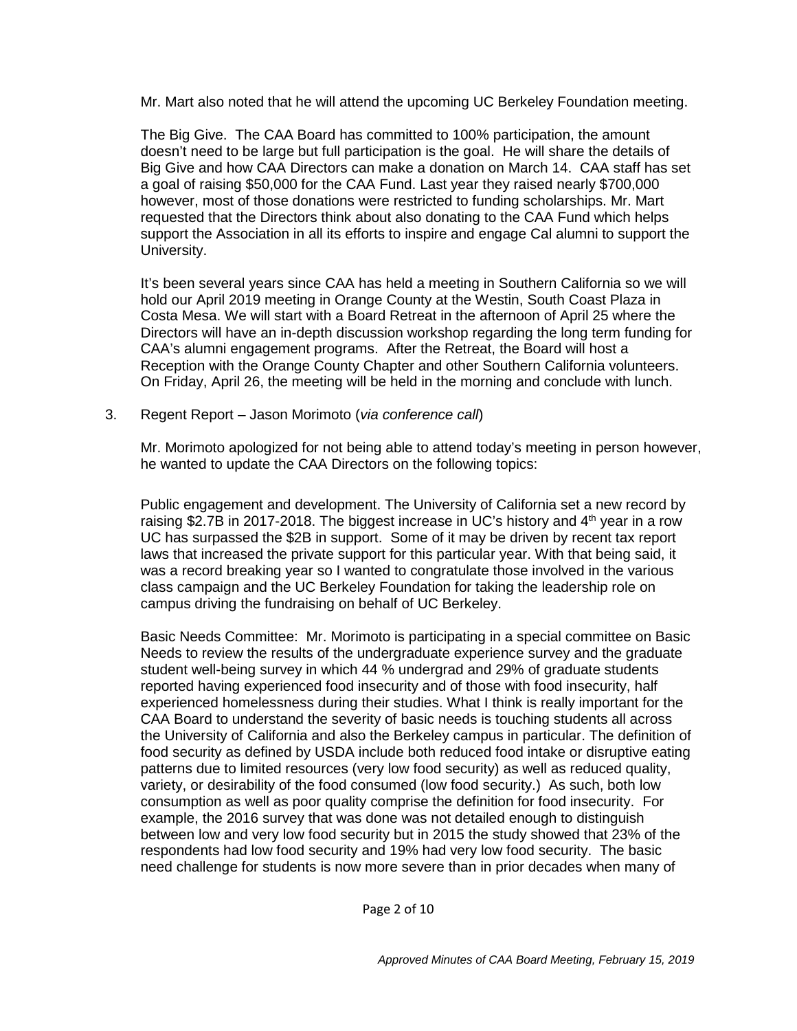Mr. Mart also noted that he will attend the upcoming UC Berkeley Foundation meeting.

The Big Give. The CAA Board has committed to 100% participation, the amount doesn't need to be large but full participation is the goal. He will share the details of Big Give and how CAA Directors can make a donation on March 14. CAA staff has set a goal of raising $50,000 for the CAA Fund. Last year they raised nearly $700,000 however, most of those donations were restricted to funding scholarships. Mr. Mart requested that the Directors think about also donating to the CAA Fund which helps support the Association in all its efforts to inspire and engage Cal alumni to support the University.

It's been several years since CAA has held a meeting in Southern California so we will hold our April 2019 meeting in Orange County at the Westin, South Coast Plaza in Costa Mesa. We will start with a Board Retreat in the afternoon of April 25 where the Directors will have an in-depth discussion workshop regarding the long term funding for CAA's alumni engagement programs. After the Retreat, the Board will host a Reception with the Orange County Chapter and other Southern California volunteers. On Friday, April 26, the meeting will be held in the morning and conclude with lunch.

3. Regent Report – Jason Morimoto (*via conference call*)

   Mr. Morimoto apologized for not being able to attend today's meeting in person however, he wanted to update the CAA Directors on the following topics:

   Public engagement and development. The University of California set a new record by raising $2.7B in 2017-2018. The biggest increase in UC's history and 4th year in a row UC has surpassed the $2B in support. Some of it may be driven by recent tax report laws that increased the private support for this particular year. With that being said, it was a record breaking year so I wanted to congratulate those involved in the various class campaign and the UC Berkeley Foundation for taking the leadership role on campus driving the fundraising on behalf of UC Berkeley.

   Basic Needs Committee: Mr. Morimoto is participating in a special committee on Basic Needs to review the results of the undergraduate experience survey and the graduate student well-being survey in which 44 % undergrad and 29% of graduate students reported having experienced food insecurity and of those with food insecurity, half experienced homelessness during their studies. What I think is really important for the CAA Board to understand the severity of basic needs is touching students all across the University of California and also the Berkeley campus in particular. The definition of food security as defined by USDA include both reduced food intake or disruptive eating patterns due to limited resources (very low food security) as well as reduced quality, variety, or desirability of the food consumed (low food security.) As such, both low consumption as well as poor quality comprise the definition for food insecurity. For example, the 2016 survey that was done was not detailed enough to distinguish between low and very low food security but in 2015 the study showed that 23% of the respondents had low food security and 19% had very low food security. The basic need challenge for students is now more severe than in prior decades when many of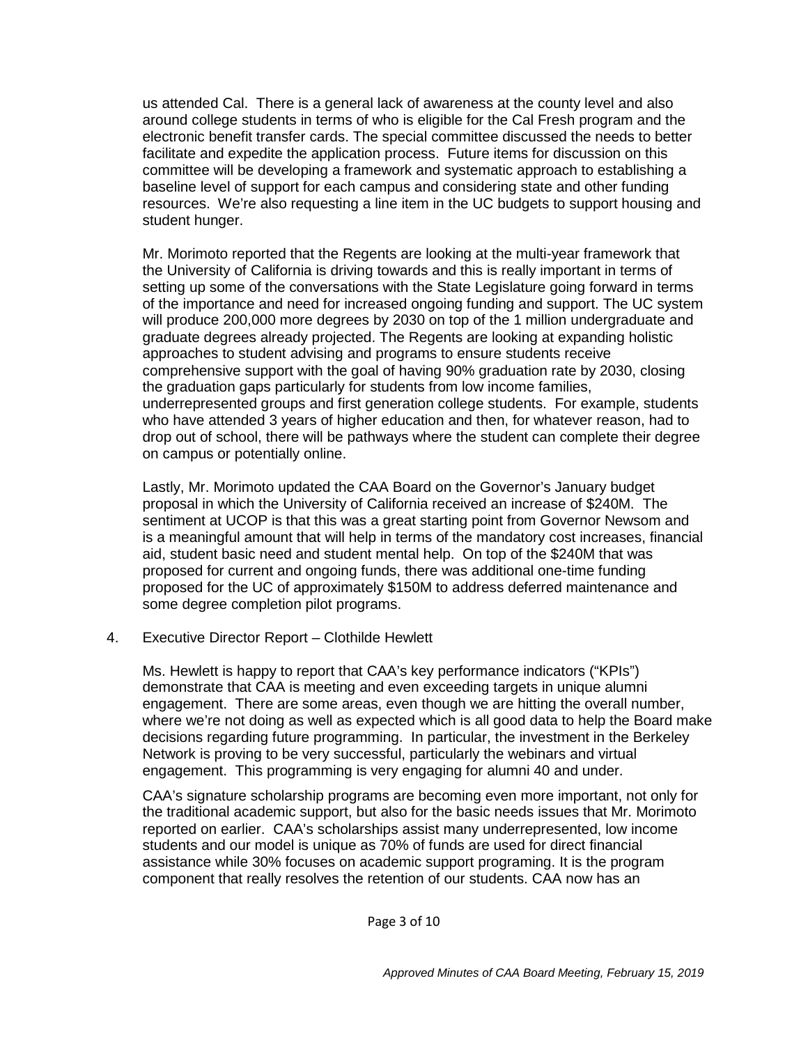us attended Cal. There is a general lack of awareness at the county level and also around college students in terms of who is eligible for the Cal Fresh program and the electronic benefit transfer cards. The special committee discussed the needs to better facilitate and expedite the application process. Future items for discussion on this committee will be developing a framework and systematic approach to establishing a baseline level of support for each campus and considering state and other funding resources. We're also requesting a line item in the UC budgets to support housing and student hunger.

Mr. Morimoto reported that the Regents are looking at the multi-year framework that the University of California is driving towards and this is really important in terms of setting up some of the conversations with the State Legislature going forward in terms of the importance and need for increased ongoing funding and support. The UC system will produce 200,000 more degrees by 2030 on top of the 1 million undergraduate and graduate degrees already projected. The Regents are looking at expanding holistic approaches to student advising and programs to ensure students receive comprehensive support with the goal of having 90% graduation rate by 2030, closing the graduation gaps particularly for students from low income families, underrepresented groups and first generation college students. For example, students who have attended 3 years of higher education and then, for whatever reason, had to drop out of school, there will be pathways where the student can complete their degree on campus or potentially online.

Lastly, Mr. Morimoto updated the CAA Board on the Governor's January budget proposal in which the University of California received an increase of $240M. The sentiment at UCOP is that this was a great starting point from Governor Newsom and is a meaningful amount that will help in terms of the mandatory cost increases, financial aid, student basic need and student mental help. On top of the $240M that was proposed for current and ongoing funds, there was additional one-time funding proposed for the UC of approximately $150M to address deferred maintenance and some degree completion pilot programs.

4. Executive Director Report – Clothilde Hewlett

Ms. Hewlett is happy to report that CAA's key performance indicators ("KPIs") demonstrate that CAA is meeting and even exceeding targets in unique alumni engagement. There are some areas, even though we are hitting the overall number, where we're not doing as well as expected which is all good data to help the Board make decisions regarding future programming. In particular, the investment in the Berkeley Network is proving to be very successful, particularly the webinars and virtual engagement. This programming is very engaging for alumni 40 and under.

CAA's signature scholarship programs are becoming even more important, not only for the traditional academic support, but also for the basic needs issues that Mr. Morimoto reported on earlier. CAA's scholarships assist many underrepresented, low income students and our model is unique as 70% of funds are used for direct financial assistance while 30% focuses on academic support programing. It is the program component that really resolves the retention of our students. CAA now has an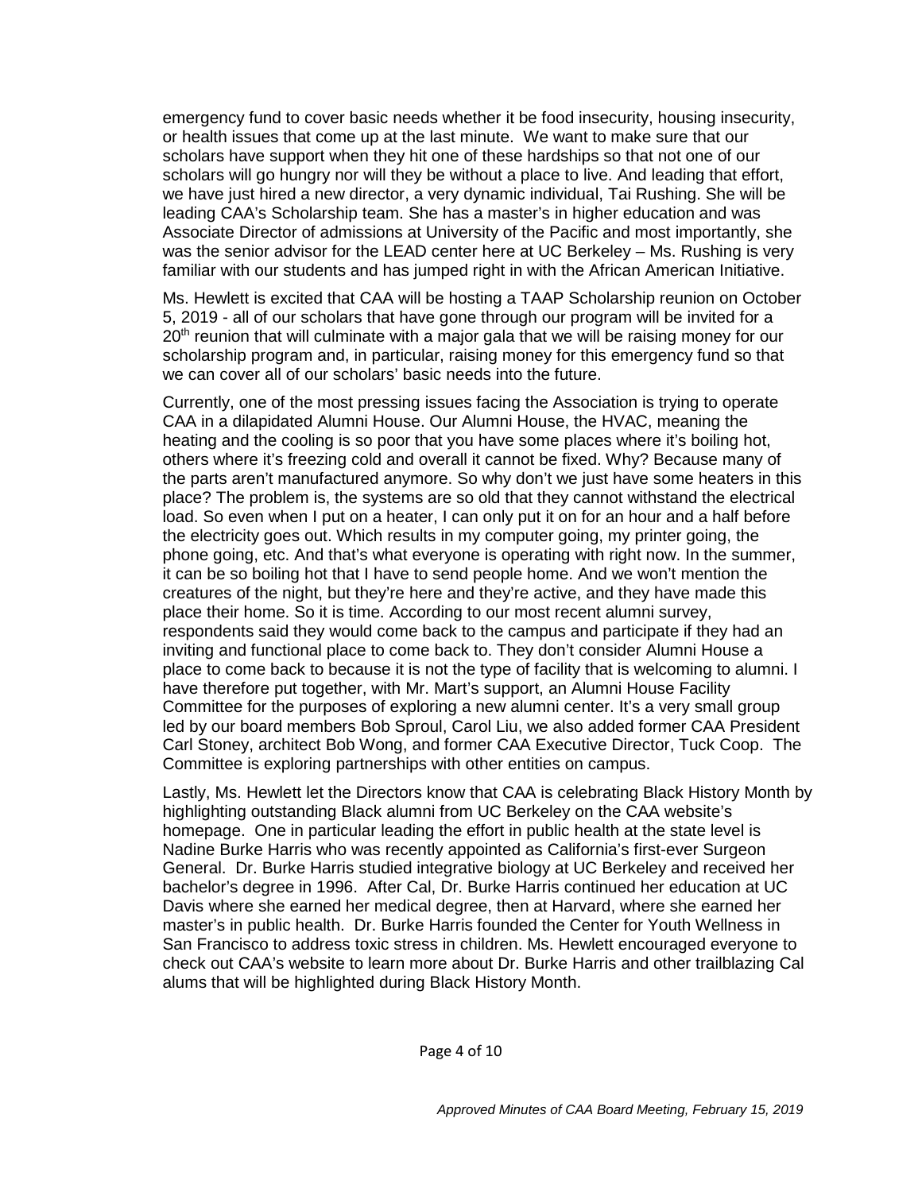emergency fund to cover basic needs whether it be food insecurity, housing insecurity, or health issues that come up at the last minute. We want to make sure that our scholars have support when they hit one of these hardships so that not one of our scholars will go hungry nor will they be without a place to live. And leading that effort, we have just hired a new director, a very dynamic individual, Tai Rushing. She will be leading CAA's Scholarship team. She has a master's in higher education and was Associate Director of admissions at University of the Pacific and most importantly, she was the senior advisor for the LEAD center here at UC Berkeley – Ms. Rushing is very familiar with our students and has jumped right in with the African American Initiative.

Ms. Hewlett is excited that CAA will be hosting a TAAP Scholarship reunion on October 5, 2019 - all of our scholars that have gone through our program will be invited for a 20th reunion that will culminate with a major gala that we will be raising money for our scholarship program and, in particular, raising money for this emergency fund so that we can cover all of our scholars' basic needs into the future.

Currently, one of the most pressing issues facing the Association is trying to operate CAA in a dilapidated Alumni House. Our Alumni House, the HVAC, meaning the heating and the cooling is so poor that you have some places where it's boiling hot, others where it's freezing cold and overall it cannot be fixed. Why? Because many of the parts aren't manufactured anymore. So why don't we just have some heaters in this place? The problem is, the systems are so old that they cannot withstand the electrical load. So even when I put on a heater, I can only put it on for an hour and a half before the electricity goes out. Which results in my computer going, my printer going, the phone going, etc. And that's what everyone is operating with right now. In the summer, it can be so boiling hot that I have to send people home. And we won't mention the creatures of the night, but they're here and they're active, and they have made this place their home. So it is time. According to our most recent alumni survey, respondents said they would come back to the campus and participate if they had an inviting and functional place to come back to. They don't consider Alumni House a place to come back to because it is not the type of facility that is welcoming to alumni. I have therefore put together, with Mr. Mart's support, an Alumni House Facility Committee for the purposes of exploring a new alumni center. It's a very small group led by our board members Bob Sproul, Carol Liu, we also added former CAA President Carl Stoney, architect Bob Wong, and former CAA Executive Director, Tuck Coop. The Committee is exploring partnerships with other entities on campus.

Lastly, Ms. Hewlett let the Directors know that CAA is celebrating Black History Month by highlighting outstanding Black alumni from UC Berkeley on the CAA website's homepage. One in particular leading the effort in public health at the state level is Nadine Burke Harris who was recently appointed as California's first-ever Surgeon General. Dr. Burke Harris studied integrative biology at UC Berkeley and received her bachelor's degree in 1996. After Cal, Dr. Burke Harris continued her education at UC Davis where she earned her medical degree, then at Harvard, where she earned her master's in public health. Dr. Burke Harris founded the Center for Youth Wellness in San Francisco to address toxic stress in children. Ms. Hewlett encouraged everyone to check out CAA's website to learn more about Dr. Burke Harris and other trailblazing Cal alums that will be highlighted during Black History Month.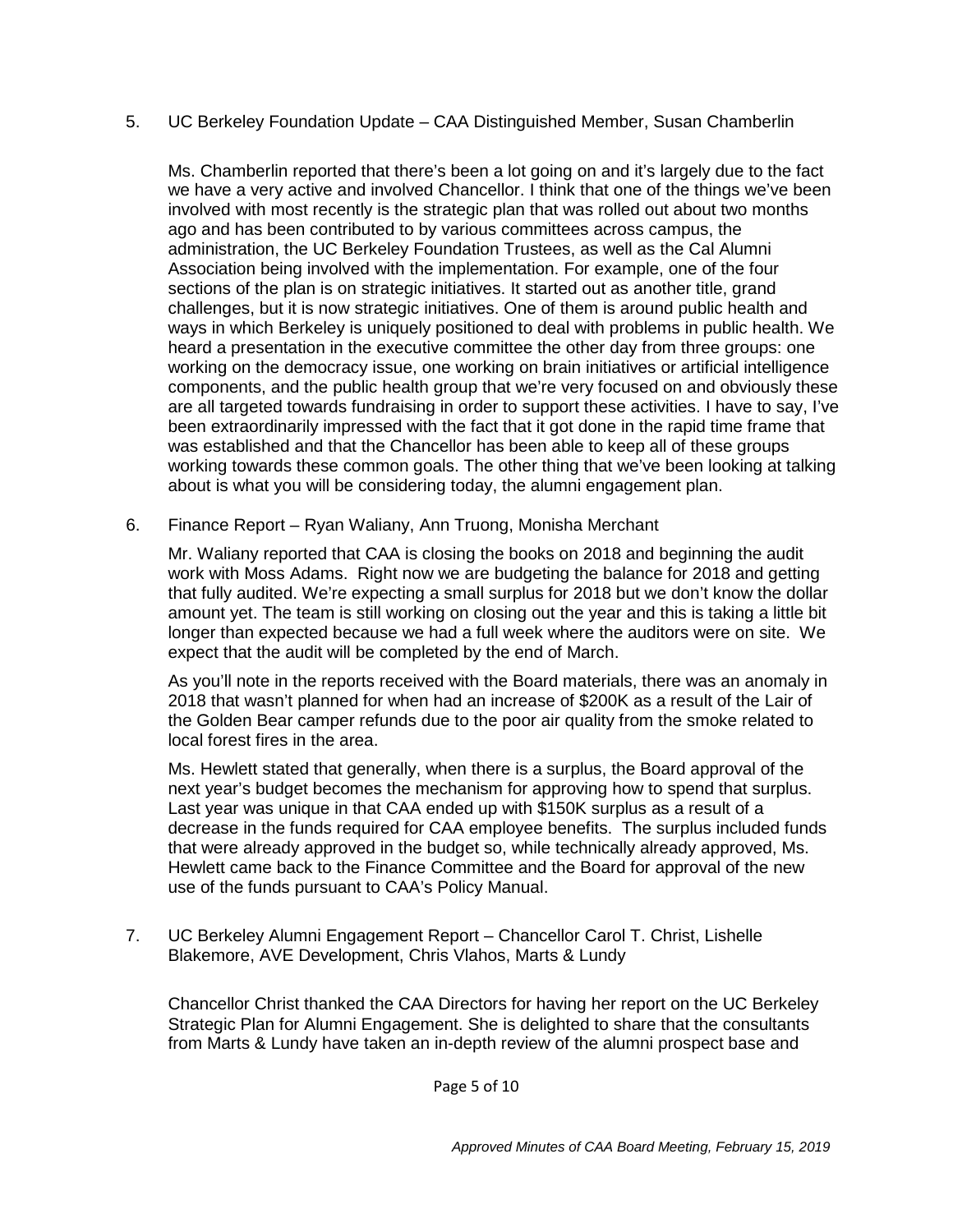5. UC Berkeley Foundation Update – CAA Distinguished Member, Susan Chamberlin

   Ms. Chamberlin reported that there's been a lot going on and it's largely due to the fact we have a very active and involved Chancellor. I think that one of the things we've been involved with most recently is the strategic plan that was rolled out about two months ago and has been contributed to by various committees across campus, the administration, the UC Berkeley Foundation Trustees, as well as the Cal Alumni Association being involved with the implementation. For example, one of the four sections of the plan is on strategic initiatives. It started out as another title, grand challenges, but it is now strategic initiatives. One of them is around public health and ways in which Berkeley is uniquely positioned to deal with problems in public health. We heard a presentation in the executive committee the other day from three groups: one working on the democracy issue, one working on brain initiatives or artificial intelligence components, and the public health group that we're very focused on and obviously these are all targeted towards fundraising in order to support these activities. I have to say, I've been extraordinarily impressed with the fact that it got done in the rapid time frame that was established and that the Chancellor has been able to keep all of these groups working towards these common goals. The other thing that we've been looking at talking about is what you will be considering today, the alumni engagement plan.

6. Finance Report – Ryan Waliany, Ann Truong, Monisha Merchant

   Mr. Waliany reported that CAA is closing the books on 2018 and beginning the audit work with Moss Adams. Right now we are budgeting the balance for 2018 and getting that fully audited. We're expecting a small surplus for 2018 but we don't know the dollar amount yet. The team is still working on closing out the year and this is taking a little bit longer than expected because we had a full week where the auditors were on site. We expect that the audit will be completed by the end of March.

   As you'll note in the reports received with the Board materials, there was an anomaly in 2018 that wasn't planned for when had an increase of $200K as a result of the Lair of the Golden Bear camper refunds due to the poor air quality from the smoke related to local forest fires in the area.

   Ms. Hewlett stated that generally, when there is a surplus, the Board approval of the next year's budget becomes the mechanism for approving how to spend that surplus. Last year was unique in that CAA ended up with $150K surplus as a result of a decrease in the funds required for CAA employee benefits. The surplus included funds that were already approved in the budget so, while technically already approved, Ms. Hewlett came back to the Finance Committee and the Board for approval of the new use of the funds pursuant to CAA's Policy Manual.

7. UC Berkeley Alumni Engagement Report – Chancellor Carol T. Christ, Lishelle Blakemore, AVE Development, Chris Vlahos, Marts & Lundy

   Chancellor Christ thanked the CAA Directors for having her report on the UC Berkeley Strategic Plan for Alumni Engagement. She is delighted to share that the consultants from Marts & Lundy have taken an in-depth review of the alumni prospect base and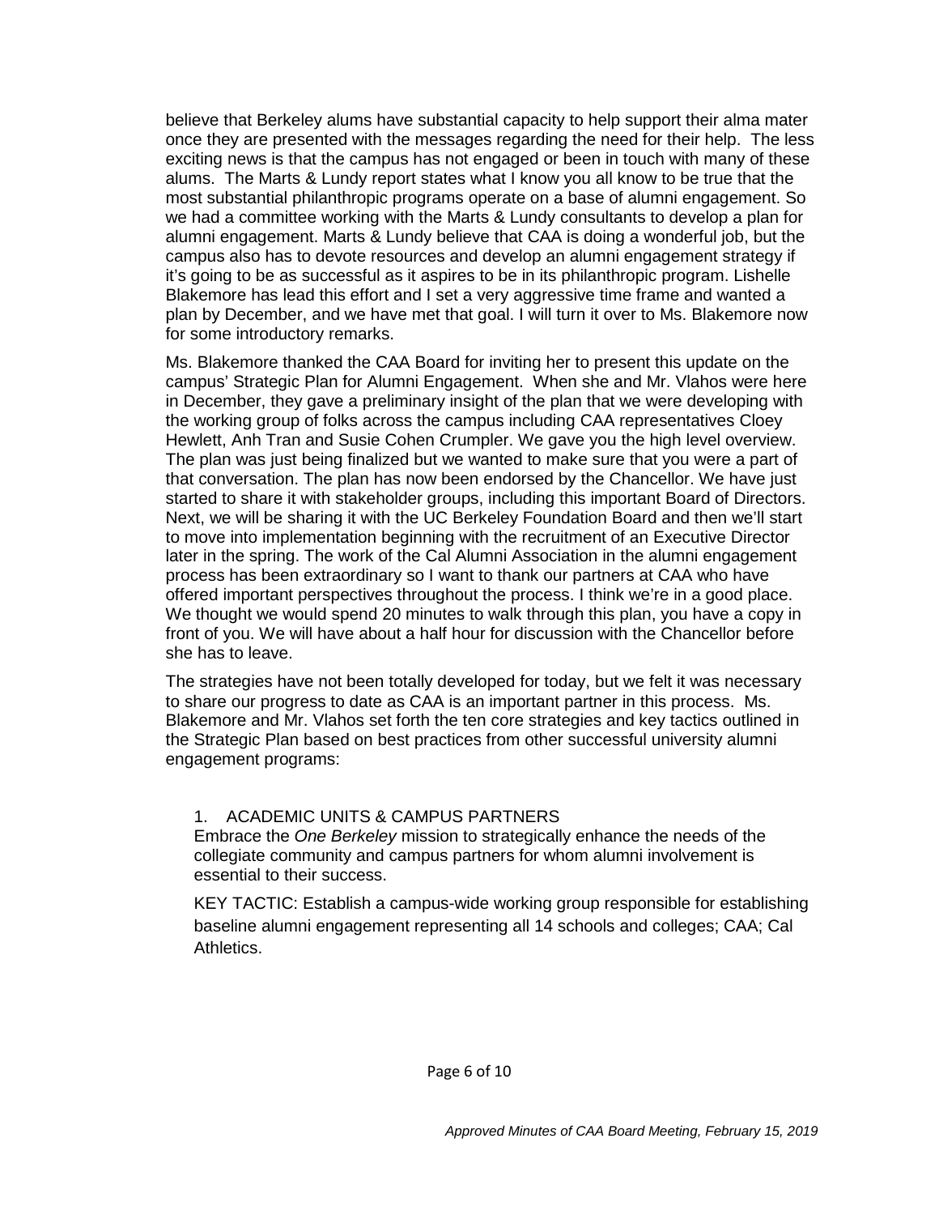believe that Berkeley alums have substantial capacity to help support their alma mater once they are presented with the messages regarding the need for their help. The less exciting news is that the campus has not engaged or been in touch with many of these alums. The Marts & Lundy report states what I know you all know to be true that the most substantial philanthropic programs operate on a base of alumni engagement. So we had a committee working with the Marts & Lundy consultants to develop a plan for alumni engagement. Marts & Lundy believe that CAA is doing a wonderful job, but the campus also has to devote resources and develop an alumni engagement strategy if it's going to be as successful as it aspires to be in its philanthropic program. Lishelle Blakemore has lead this effort and I set a very aggressive time frame and wanted a plan by December, and we have met that goal. I will turn it over to Ms. Blakemore now for some introductory remarks.

Ms. Blakemore thanked the CAA Board for inviting her to present this update on the campus' Strategic Plan for Alumni Engagement. When she and Mr. Vlahos were here in December, they gave a preliminary insight of the plan that we were developing with the working group of folks across the campus including CAA representatives Cloey Hewlett, Anh Tran and Susie Cohen Crumpler. We gave you the high level overview. The plan was just being finalized but we wanted to make sure that you were a part of that conversation. The plan has now been endorsed by the Chancellor. We have just started to share it with stakeholder groups, including this important Board of Directors. Next, we will be sharing it with the UC Berkeley Foundation Board and then we'll start to move into implementation beginning with the recruitment of an Executive Director later in the spring. The work of the Cal Alumni Association in the alumni engagement process has been extraordinary so I want to thank our partners at CAA who have offered important perspectives throughout the process. I think we're in a good place. We thought we would spend 20 minutes to walk through this plan, you have a copy in front of you. We will have about a half hour for discussion with the Chancellor before she has to leave.

The strategies have not been totally developed for today, but we felt it was necessary to share our progress to date as CAA is an important partner in this process. Ms. Blakemore and Mr. Vlahos set forth the ten core strategies and key tactics outlined in the Strategic Plan based on best practices from other successful university alumni engagement programs:

1. ACADEMIC UNITS & CAMPUS PARTNERS

   Embrace the *One Berkeley* mission to strategically enhance the needs of the collegiate community and campus partners for whom alumni involvement is essential to their success.

   KEY TACTIC: Establish a campus-wide working group responsible for establishing baseline alumni engagement representing all 14 schools and colleges; CAA; Cal Athletics.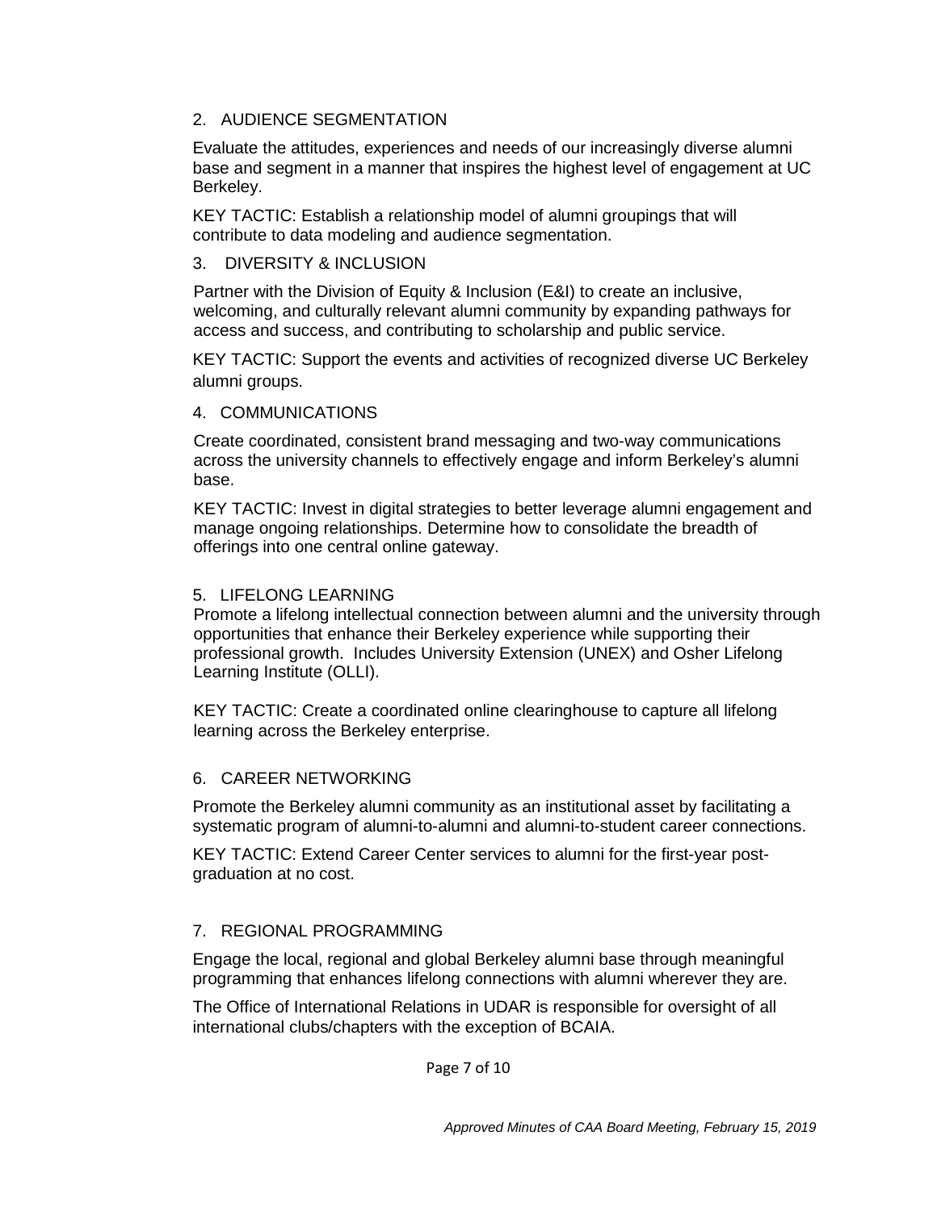## 2. AUDIENCE SEGMENTATION

Evaluate the attitudes, experiences and needs of our increasingly diverse alumni base and segment in a manner that inspires the highest level of engagement at UC Berkeley.

KEY TACTIC: Establish a relationship model of alumni groupings that will contribute to data modeling and audience segmentation.

## 3. DIVERSITY & INCLUSION

Partner with the Division of Equity & Inclusion (E&I) to create an inclusive, welcoming, and culturally relevant alumni community by expanding pathways for access and success, and contributing to scholarship and public service.

KEY TACTIC: Support the events and activities of recognized diverse UC Berkeley alumni groups.

## 4. COMMUNICATIONS

Create coordinated, consistent brand messaging and two-way communications across the university channels to effectively engage and inform Berkeley's alumni base.

KEY TACTIC: Invest in digital strategies to better leverage alumni engagement and manage ongoing relationships. Determine how to consolidate the breadth of offerings into one central online gateway.

## 5. LIFELONG LEARNING

Promote a lifelong intellectual connection between alumni and the university through opportunities that enhance their Berkeley experience while supporting their professional growth. Includes University Extension (UNEX) and Osher Lifelong Learning Institute (OLLI).

KEY TACTIC: Create a coordinated online clearinghouse to capture all lifelong learning across the Berkeley enterprise.

## 6. CAREER NETWORKING

Promote the Berkeley alumni community as an institutional asset by facilitating a systematic program of alumni-to-alumni and alumni-to-student career connections.

KEY TACTIC: Extend Career Center services to alumni for the first-year post-graduation at no cost.

## 7. REGIONAL PROGRAMMING

Engage the local, regional and global Berkeley alumni base through meaningful programming that enhances lifelong connections with alumni wherever they are.

The Office of International Relations in UDAR is responsible for oversight of all international clubs/chapters with the exception of BCAIA.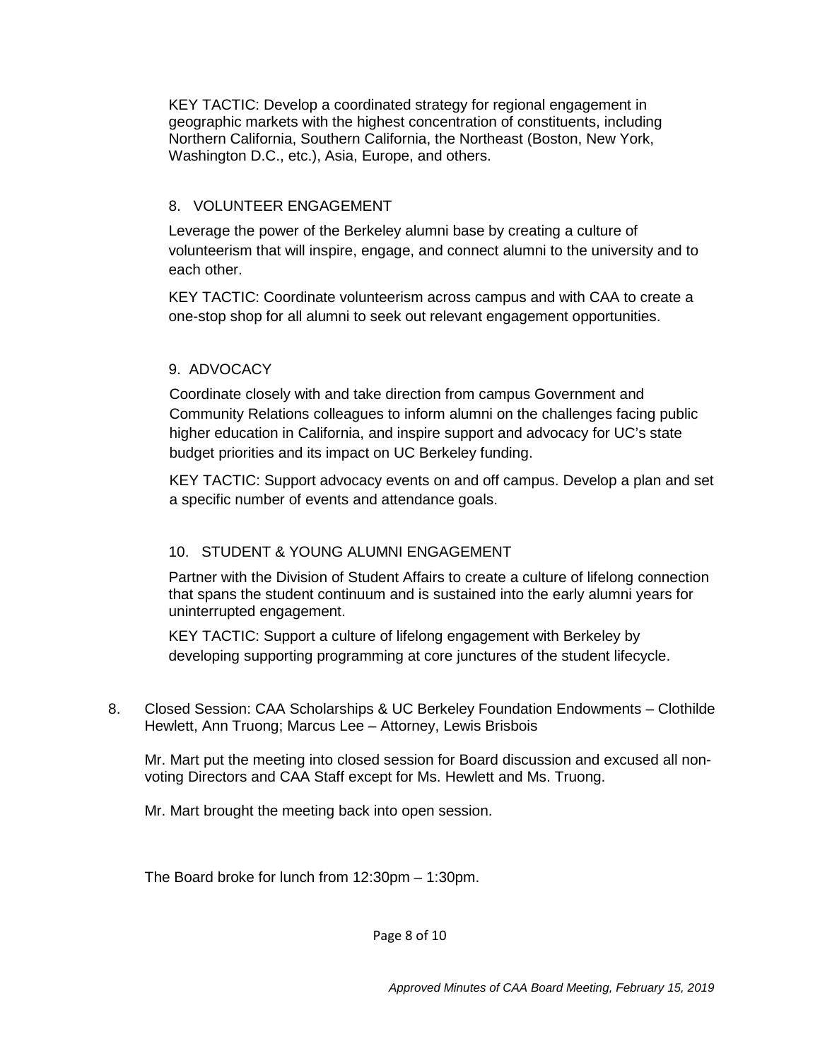KEY TACTIC: Develop a coordinated strategy for regional engagement in geographic markets with the highest concentration of constituents, including Northern California, Southern California, the Northeast (Boston, New York, Washington D.C., etc.), Asia, Europe, and others.

8. VOLUNTEER ENGAGEMENT

Leverage the power of the Berkeley alumni base by creating a culture of volunteerism that will inspire, engage, and connect alumni to the university and to each other.

KEY TACTIC: Coordinate volunteerism across campus and with CAA to create a one-stop shop for all alumni to seek out relevant engagement opportunities.

9. ADVOCACY

Coordinate closely with and take direction from campus Government and Community Relations colleagues to inform alumni on the challenges facing public higher education in California, and inspire support and advocacy for UC's state budget priorities and its impact on UC Berkeley funding.

KEY TACTIC: Support advocacy events on and off campus. Develop a plan and set a specific number of events and attendance goals.

10. STUDENT & YOUNG ALUMNI ENGAGEMENT

Partner with the Division of Student Affairs to create a culture of lifelong connection that spans the student continuum and is sustained into the early alumni years for uninterrupted engagement.

KEY TACTIC: Support a culture of lifelong engagement with Berkeley by developing supporting programming at core junctures of the student lifecycle.

8. Closed Session: CAA Scholarships & UC Berkeley Foundation Endowments – Clothilde Hewlett, Ann Truong; Marcus Lee – Attorney, Lewis Brisbois

   Mr. Mart put the meeting into closed session for Board discussion and excused all non-voting Directors and CAA Staff except for Ms. Hewlett and Ms. Truong.

   Mr. Mart brought the meeting back into open session.

   The Board broke for lunch from 12:30pm – 1:30pm.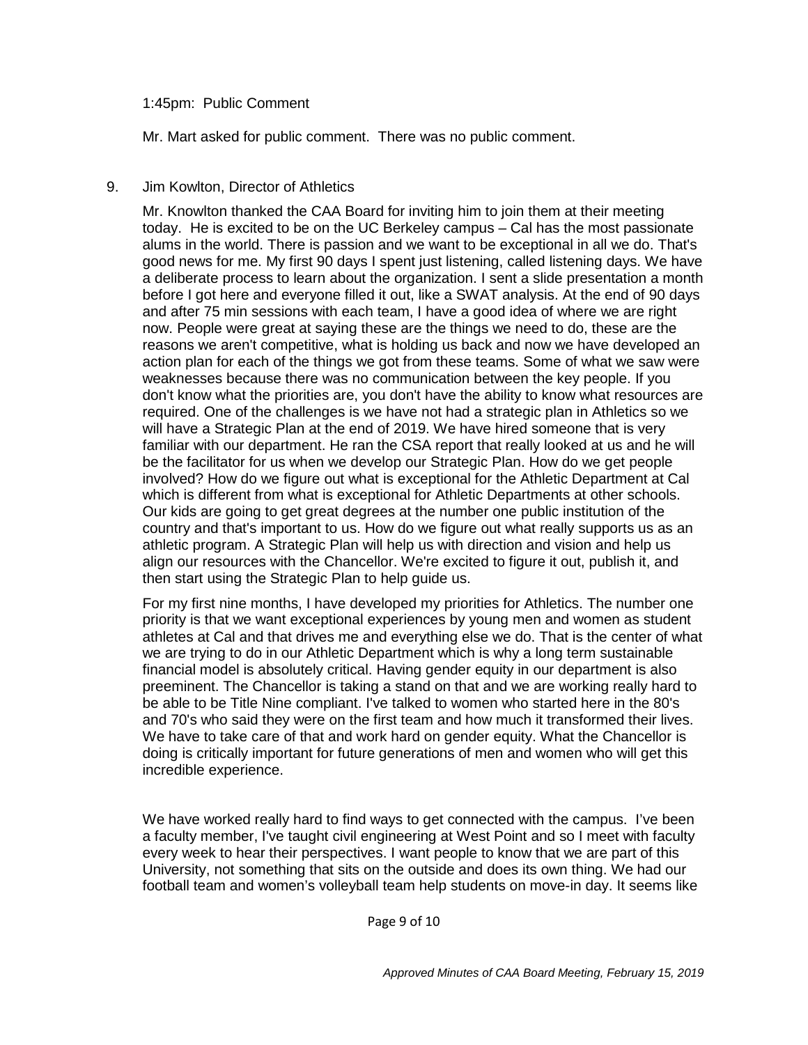1:45pm: Public Comment

Mr. Mart asked for public comment. There was no public comment.

9. Jim Kowlton, Director of Athletics

   Mr. Knowlton thanked the CAA Board for inviting him to join them at their meeting today. He is excited to be on the UC Berkeley campus – Cal has the most passionate alums in the world. There is passion and we want to be exceptional in all we do. That's good news for me. My first 90 days I spent just listening, called listening days. We have a deliberate process to learn about the organization. I sent a slide presentation a month before I got here and everyone filled it out, like a SWAT analysis. At the end of 90 days and after 75 min sessions with each team, I have a good idea of where we are right now. People were great at saying these are the things we need to do, these are the reasons we aren't competitive, what is holding us back and now we have developed an action plan for each of the things we got from these teams. Some of what we saw were weaknesses because there was no communication between the key people. If you don't know what the priorities are, you don't have the ability to know what resources are required. One of the challenges is we have not had a strategic plan in Athletics so we will have a Strategic Plan at the end of 2019. We have hired someone that is very familiar with our department. He ran the CSA report that really looked at us and he will be the facilitator for us when we develop our Strategic Plan. How do we get people involved? How do we figure out what is exceptional for the Athletic Department at Cal which is different from what is exceptional for Athletic Departments at other schools. Our kids are going to get great degrees at the number one public institution of the country and that's important to us. How do we figure out what really supports us as an athletic program. A Strategic Plan will help us with direction and vision and help us align our resources with the Chancellor. We're excited to figure it out, publish it, and then start using the Strategic Plan to help guide us.

   For my first nine months, I have developed my priorities for Athletics. The number one priority is that we want exceptional experiences by young men and women as student athletes at Cal and that drives me and everything else we do. That is the center of what we are trying to do in our Athletic Department which is why a long term sustainable financial model is absolutely critical. Having gender equity in our department is also preeminent. The Chancellor is taking a stand on that and we are working really hard to be able to be Title Nine compliant. I've talked to women who started here in the 80's and 70's who said they were on the first team and how much it transformed their lives. We have to take care of that and work hard on gender equity. What the Chancellor is doing is critically important for future generations of men and women who will get this incredible experience.

   We have worked really hard to find ways to get connected with the campus. I've been a faculty member, I've taught civil engineering at West Point and so I meet with faculty every week to hear their perspectives. I want people to know that we are part of this University, not something that sits on the outside and does its own thing. We had our football team and women's volleyball team help students on move-in day. It seems like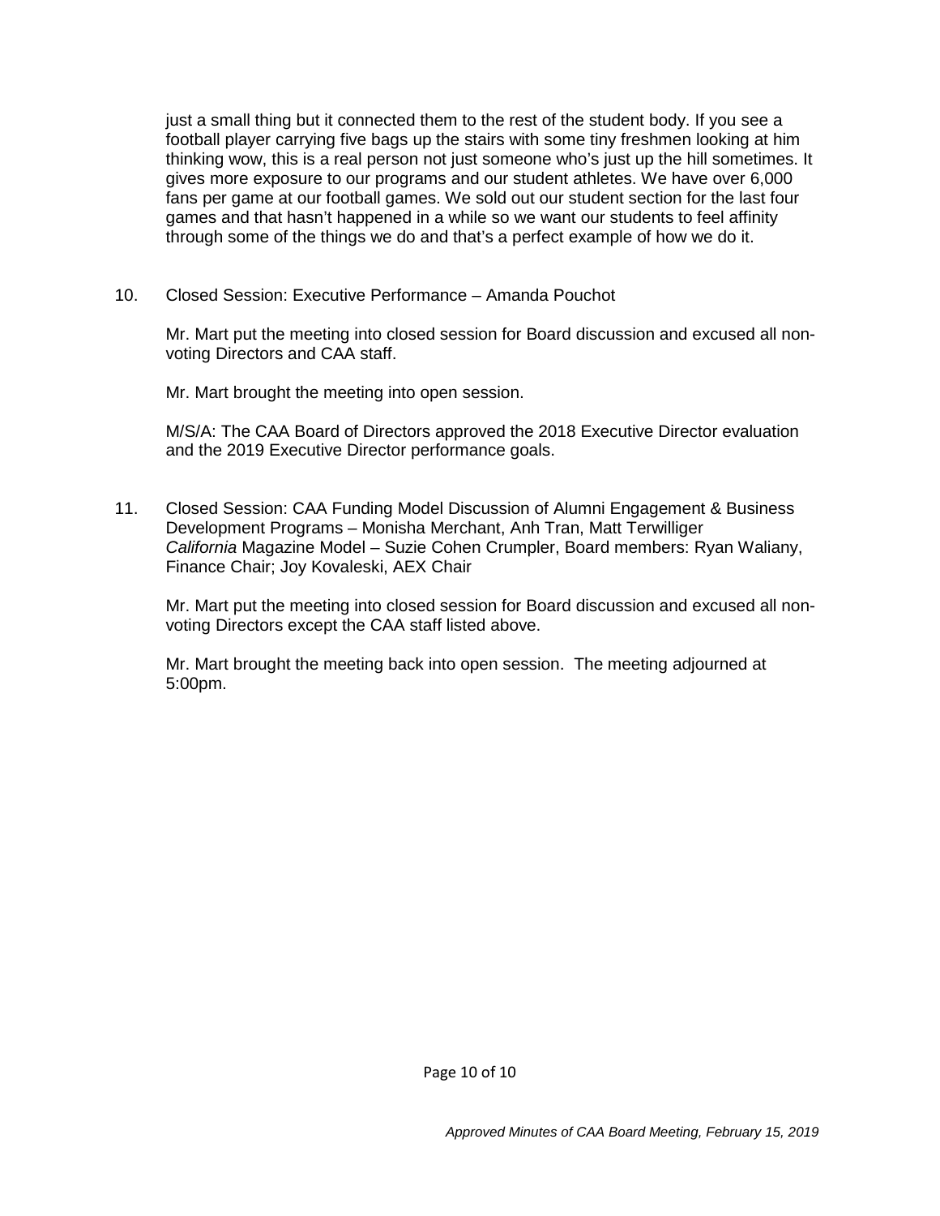just a small thing but it connected them to the rest of the student body. If you see a football player carrying five bags up the stairs with some tiny freshmen looking at him thinking wow, this is a real person not just someone who's just up the hill sometimes. It gives more exposure to our programs and our student athletes. We have over 6,000 fans per game at our football games. We sold out our student section for the last four games and that hasn't happened in a while so we want our students to feel affinity through some of the things we do and that's a perfect example of how we do it.

10. Closed Session: Executive Performance – Amanda Pouchot

    Mr. Mart put the meeting into closed session for Board discussion and excused all non-voting Directors and CAA staff.

    Mr. Mart brought the meeting into open session.

    M/S/A: The CAA Board of Directors approved the 2018 Executive Director evaluation and the 2019 Executive Director performance goals.

11. Closed Session: CAA Funding Model Discussion of Alumni Engagement & Business Development Programs – Monisha Merchant, Anh Tran, Matt Terwilliger
    *California* Magazine Model – Suzie Cohen Crumpler, Board members: Ryan Waliany, Finance Chair; Joy Kovaleski, AEX Chair

    Mr. Mart put the meeting into closed session for Board discussion and excused all non-voting Directors except the CAA staff listed above.

    Mr. Mart brought the meeting back into open session. The meeting adjourned at 5:00pm.